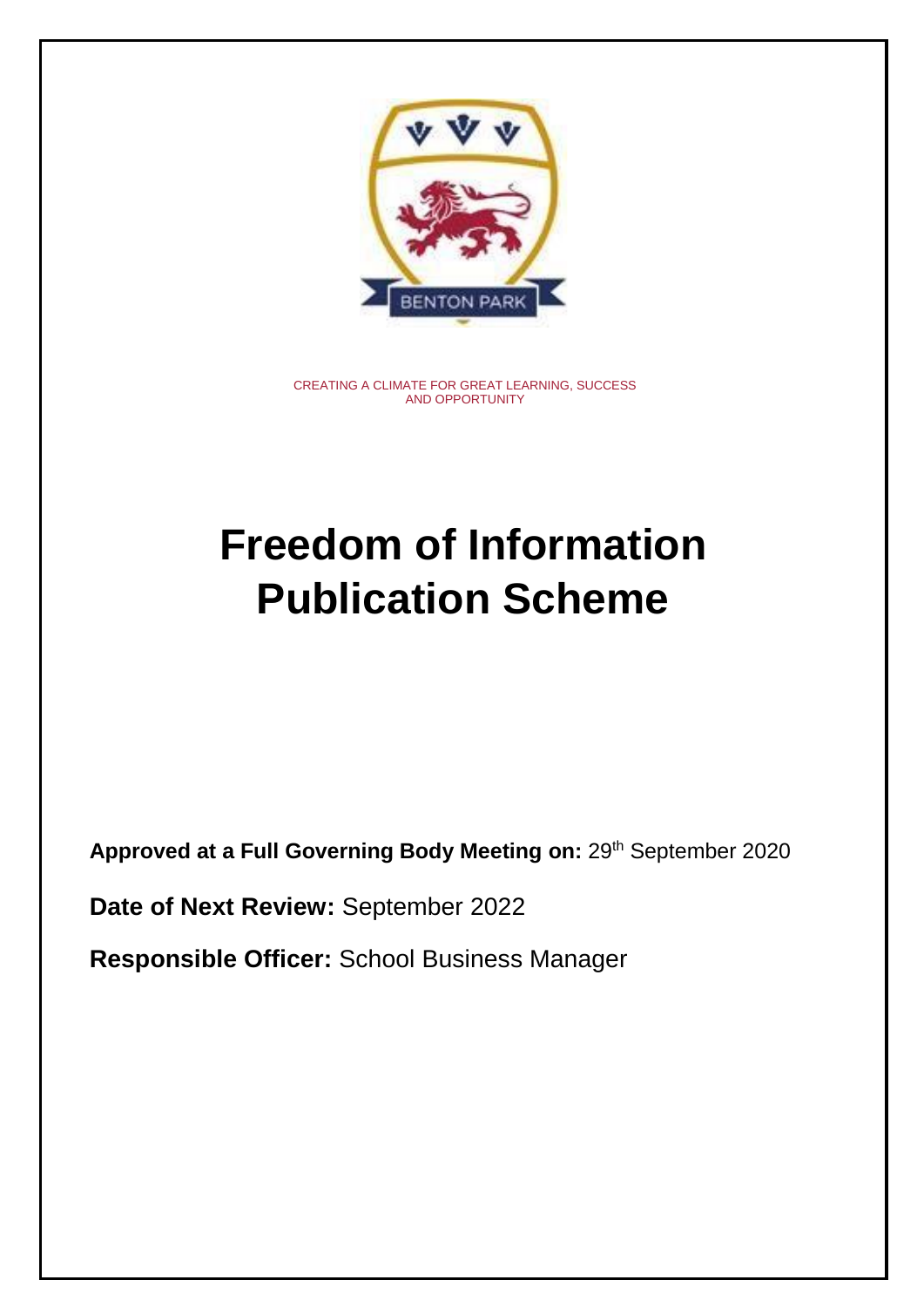BENTON PARK

CREATING A CLIMATE FOR GREAT LEARNING, SUCCESS AND OPPORTUNITY

# Freedom of Information Publication Scheme

**Approved at a Full Governing Body Meeting on:** 29th September 2020

**Date of Next Review:** September 2022

**Responsible Officer:** School Business Manager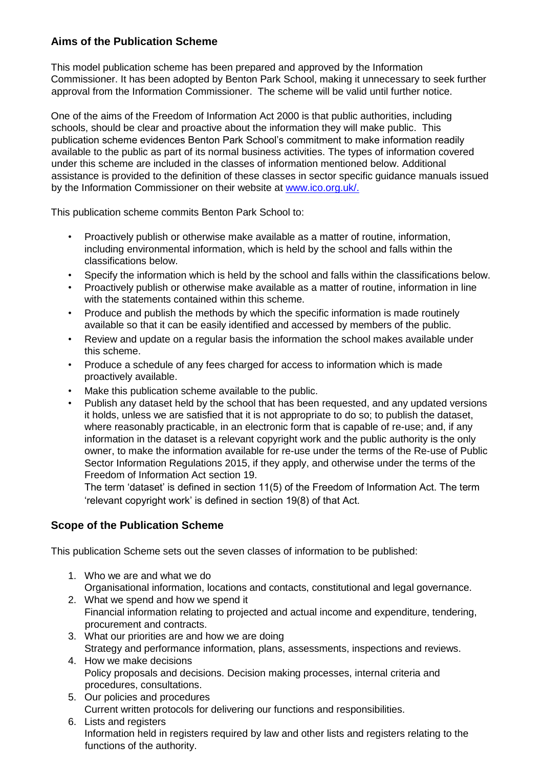## Aims of the Publication Scheme

This model publication scheme has been prepared and approved by the Information Commissioner. It has been adopted by Benton Park School, making it unnecessary to seek further approval from the Information Commissioner. The scheme will be valid until further notice.

One of the aims of the Freedom of Information Act 2000 is that public authorities, including schools, should be clear and proactive about the information they will make public. This publication scheme evidences Benton Park School's commitment to make information readily available to the public as part of its normal business activities. The types of information covered under this scheme are included in the classes of information mentioned below. Additional assistance is provided to the definition of these classes in sector specific guidance manuals issued by the Information Commissioner on their website at www.ico.org.uk/.

This publication scheme commits Benton Park School to:

- Proactively publish or otherwise make available as a matter of routine, information, including environmental information, which is held by the school and falls within the classifications below.
- Specify the information which is held by the school and falls within the classifications below.
- Proactively publish or otherwise make available as a matter of routine, information in line with the statements contained within this scheme.
- Produce and publish the methods by which the specific information is made routinely available so that it can be easily identified and accessed by members of the public.
- Review and update on a regular basis the information the school makes available under this scheme.
- Produce a schedule of any fees charged for access to information which is made proactively available.
- Make this publication scheme available to the public.
- Publish any dataset held by the school that has been requested, and any updated versions it holds, unless we are satisfied that it is not appropriate to do so; to publish the dataset, where reasonably practicable, in an electronic form that is capable of re-use; and, if any information in the dataset is a relevant copyright work and the public authority is the only owner, to make the information available for re-use under the terms of the Re-use of Public Sector Information Regulations 2015, if they apply, and otherwise under the terms of the Freedom of Information Act section 19.
  The term 'dataset' is defined in section 11(5) of the Freedom of Information Act. The term 'relevant copyright work' is defined in section 19(8) of that Act.

## Scope of the Publication Scheme

This publication Scheme sets out the seven classes of information to be published:

1. Who we are and what we do
   Organisational information, locations and contacts, constitutional and legal governance.
2. What we spend and how we spend it
   Financial information relating to projected and actual income and expenditure, tendering, procurement and contracts.
3. What our priorities are and how we are doing
   Strategy and performance information, plans, assessments, inspections and reviews.
4. How we make decisions
   Policy proposals and decisions. Decision making processes, internal criteria and procedures, consultations.
5. Our policies and procedures
   Current written protocols for delivering our functions and responsibilities.
6. Lists and registers
   Information held in registers required by law and other lists and registers relating to the functions of the authority.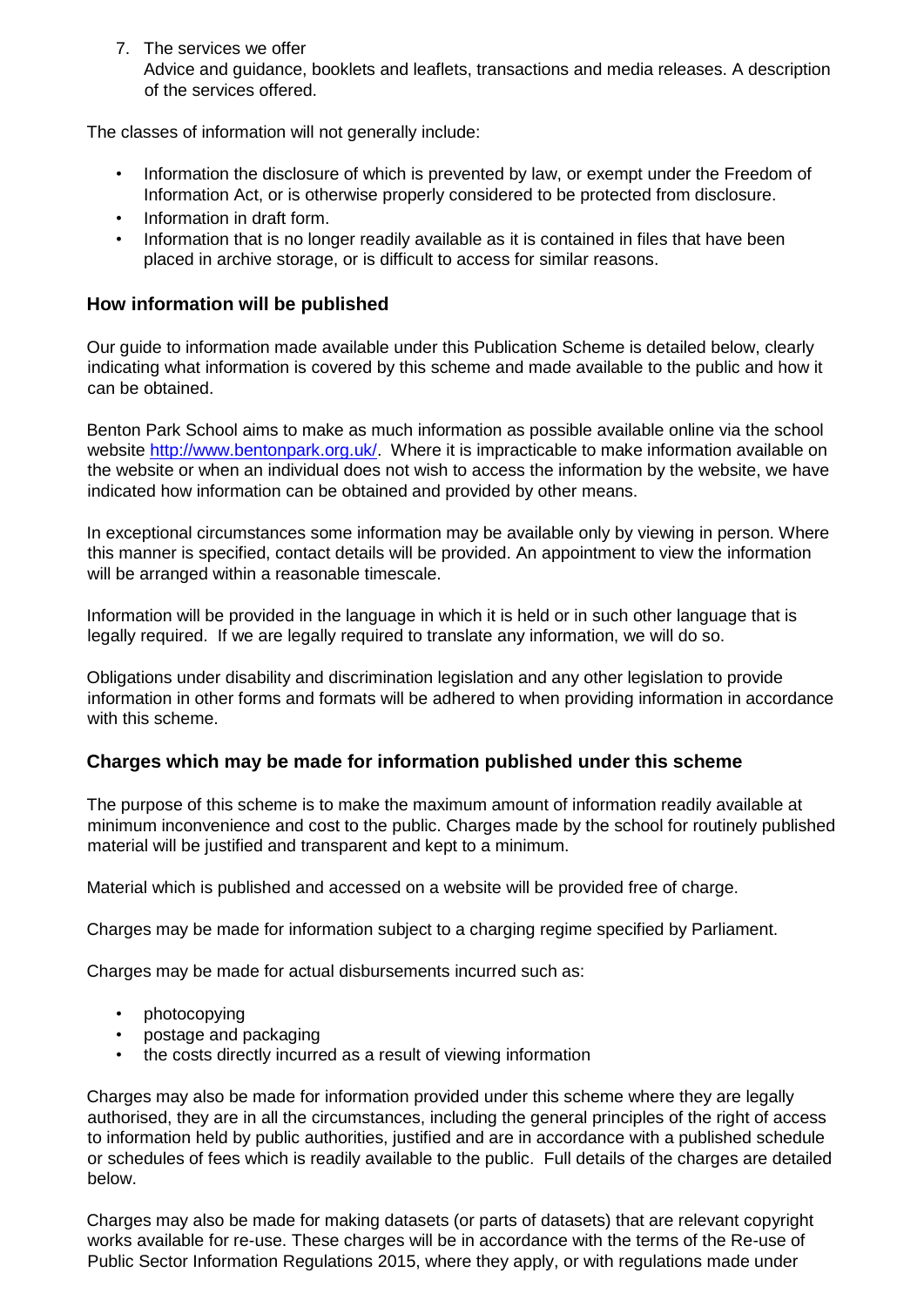7. The services we offer
   Advice and guidance, booklets and leaflets, transactions and media releases. A description of the services offered.

The classes of information will not generally include:

- Information the disclosure of which is prevented by law, or exempt under the Freedom of Information Act, or is otherwise properly considered to be protected from disclosure.
- Information in draft form.
- Information that is no longer readily available as it is contained in files that have been placed in archive storage, or is difficult to access for similar reasons.

## How information will be published

Our guide to information made available under this Publication Scheme is detailed below, clearly indicating what information is covered by this scheme and made available to the public and how it can be obtained.

Benton Park School aims to make as much information as possible available online via the school website http://www.bentonpark.org.uk/. Where it is impracticable to make information available on the website or when an individual does not wish to access the information by the website, we have indicated how information can be obtained and provided by other means.

In exceptional circumstances some information may be available only by viewing in person. Where this manner is specified, contact details will be provided. An appointment to view the information will be arranged within a reasonable timescale.

Information will be provided in the language in which it is held or in such other language that is legally required. If we are legally required to translate any information, we will do so.

Obligations under disability and discrimination legislation and any other legislation to provide information in other forms and formats will be adhered to when providing information in accordance with this scheme.

## Charges which may be made for information published under this scheme

The purpose of this scheme is to make the maximum amount of information readily available at minimum inconvenience and cost to the public. Charges made by the school for routinely published material will be justified and transparent and kept to a minimum.

Material which is published and accessed on a website will be provided free of charge.

Charges may be made for information subject to a charging regime specified by Parliament.

Charges may be made for actual disbursements incurred such as:

- photocopying
- postage and packaging
- the costs directly incurred as a result of viewing information

Charges may also be made for information provided under this scheme where they are legally authorised, they are in all the circumstances, including the general principles of the right of access to information held by public authorities, justified and are in accordance with a published schedule or schedules of fees which is readily available to the public. Full details of the charges are detailed below.

Charges may also be made for making datasets (or parts of datasets) that are relevant copyright works available for re-use. These charges will be in accordance with the terms of the Re-use of Public Sector Information Regulations 2015, where they apply, or with regulations made under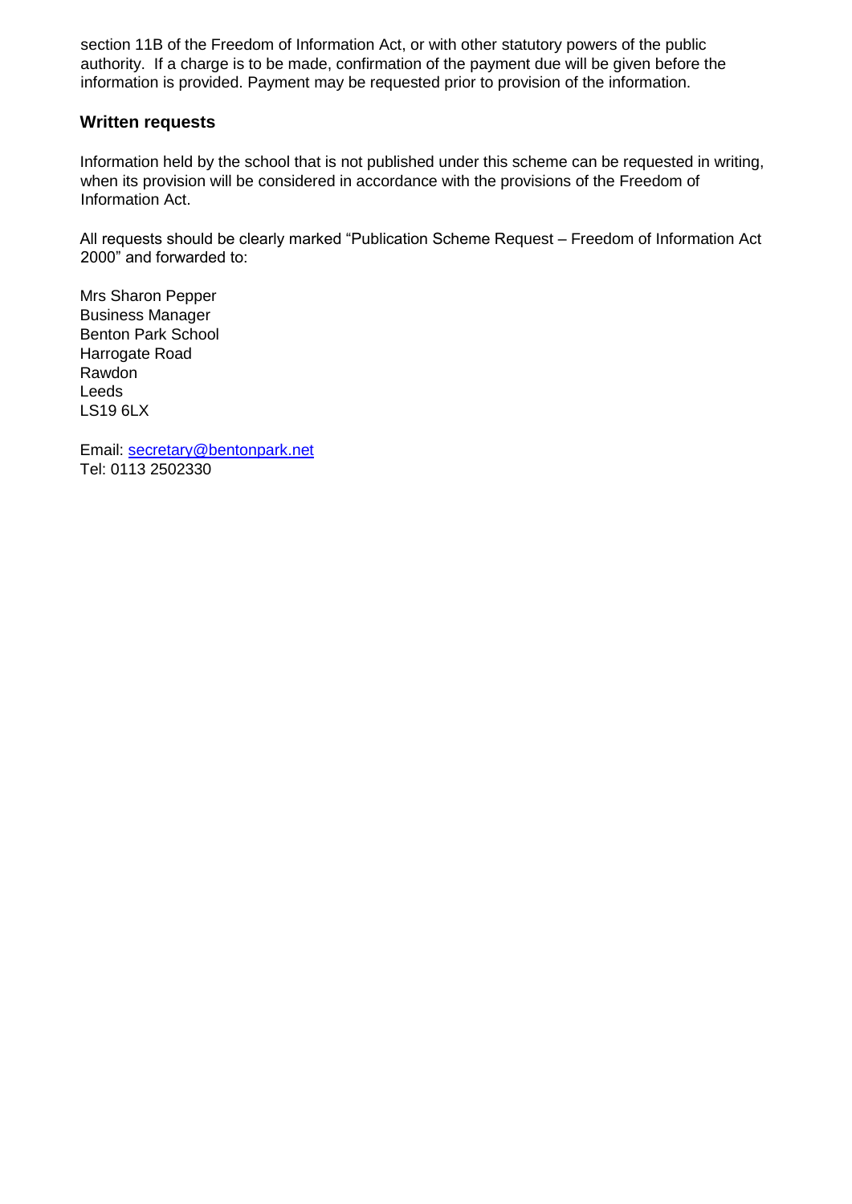section 11B of the Freedom of Information Act, or with other statutory powers of the public authority. If a charge is to be made, confirmation of the payment due will be given before the information is provided. Payment may be requested prior to provision of the information.

### Written requests

Information held by the school that is not published under this scheme can be requested in writing, when its provision will be considered in accordance with the provisions of the Freedom of Information Act.

All requests should be clearly marked "Publication Scheme Request – Freedom of Information Act 2000" and forwarded to:

Mrs Sharon Pepper  
Business Manager  
Benton Park School  
Harrogate Road  
Rawdon  
Leeds  
LS19 6LX

Email: secretary@bentonpark.net  
Tel: 0113 2502330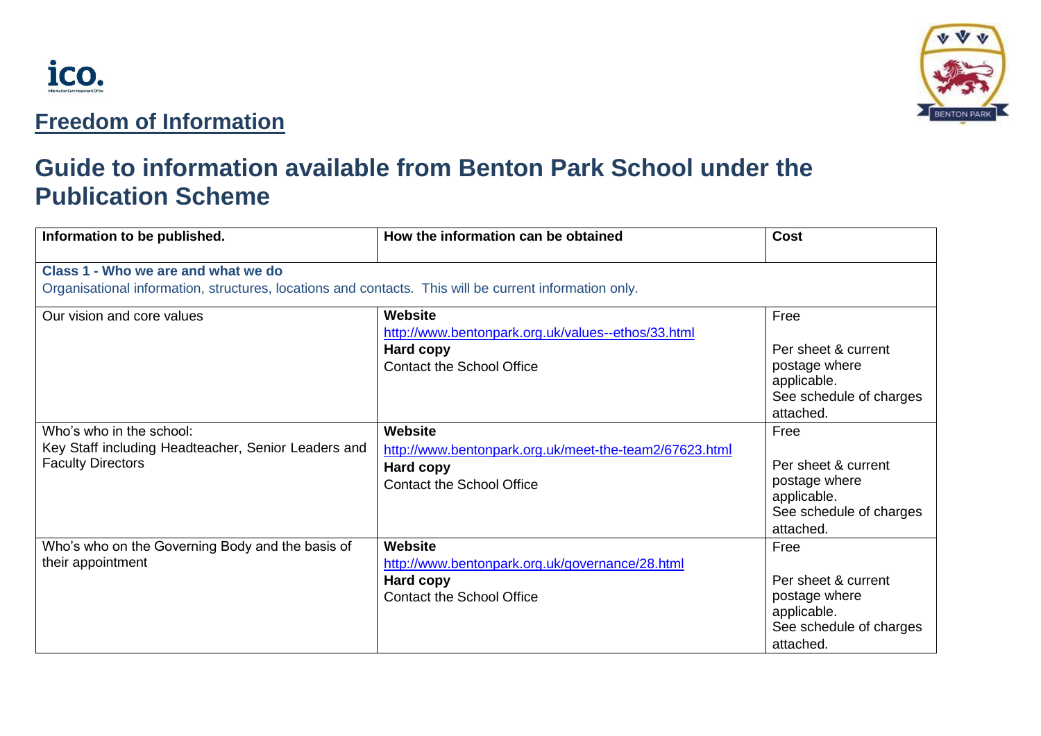## Freedom of Information

# Guide to information available from Benton Park School under the Publication Scheme

| Information to be published. | How the information can be obtained | Cost |
|---|---|---|
| **Class 1 - Who we are and what we do**<br>Organisational information, structures, locations and contacts. This will be current information only. | | |
| Our vision and core values | **Website**<br>http://www.bentonpark.org.uk/values--ethos/33.html<br>**Hard copy**<br>Contact the School Office | Free<br><br>Per sheet & current postage where applicable.<br>See schedule of charges attached. |
| Who's who in the school:<br>Key Staff including Headteacher, Senior Leaders and Faculty Directors | **Website**<br>http://www.bentonpark.org.uk/meet-the-team2/67623.html<br>**Hard copy**<br>Contact the School Office | Free<br><br>Per sheet & current postage where applicable.<br>See schedule of charges attached. |
| Who's who on the Governing Body and the basis of their appointment | **Website**<br>http://www.bentonpark.org.uk/governance/28.html<br>**Hard copy**<br>Contact the School Office | Free<br><br>Per sheet & current postage where applicable.<br>See schedule of charges attached. |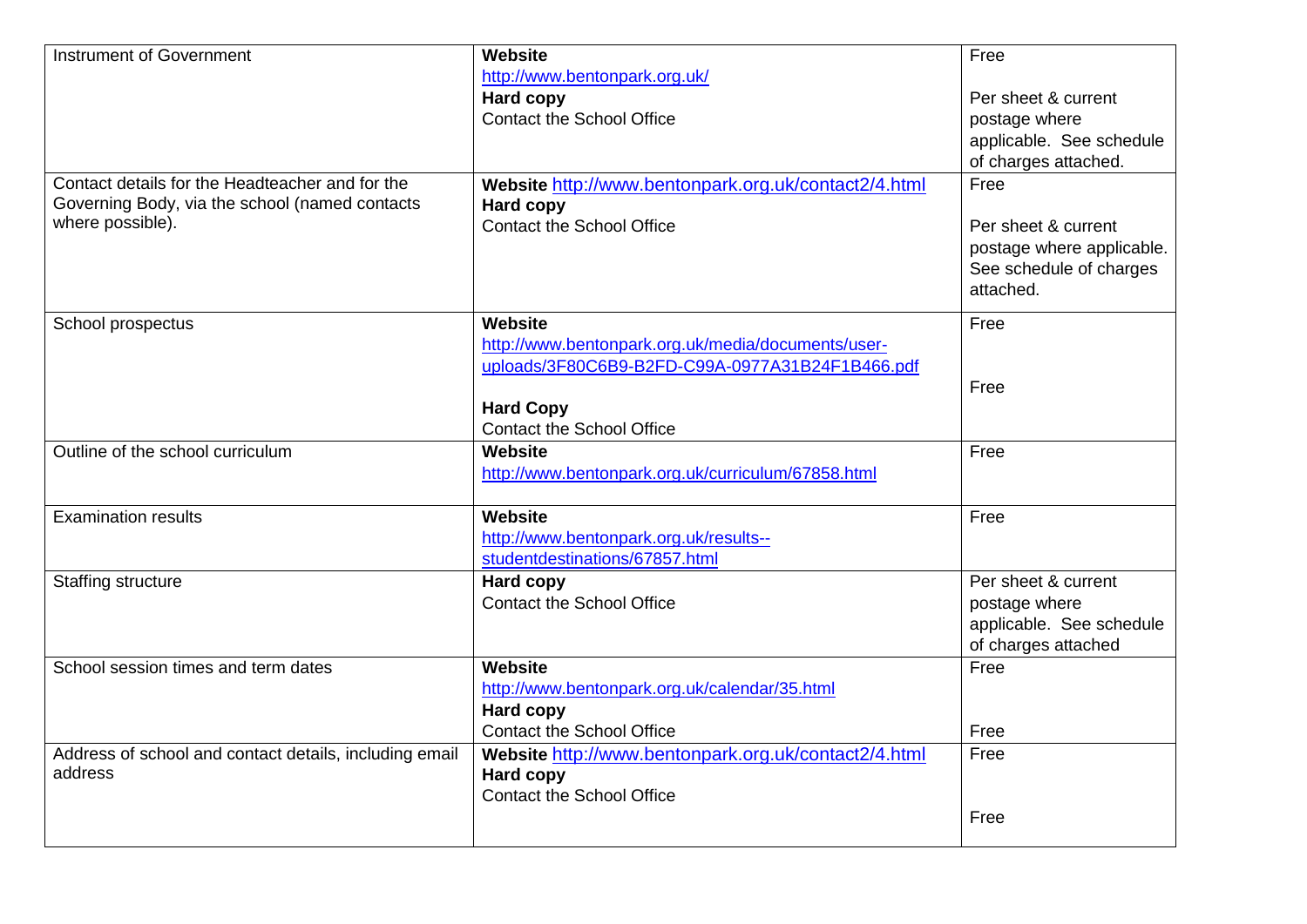| | | |
|---|---|---|
| Instrument of Government | **Website**<br>http://www.bentonpark.org.uk/<br>**Hard copy**<br>Contact the School Office | Free<br><br>Per sheet & current postage where applicable. See schedule of charges attached. |
| Contact details for the Headteacher and for the Governing Body, via the school (named contacts where possible). | **Website** http://www.bentonpark.org.uk/contact2/4.html<br>**Hard copy**<br>Contact the School Office | Free<br><br>Per sheet & current postage where applicable. See schedule of charges attached. |
| School prospectus | **Website**<br>http://www.bentonpark.org.uk/media/documents/user-uploads/3F80C6B9-B2FD-C99A-0977A31B24F1B466.pdf<br><br>**Hard Copy**<br>Contact the School Office | Free<br><br>Free |
| Outline of the school curriculum | **Website**<br>http://www.bentonpark.org.uk/curriculum/67858.html | Free |
| Examination results | **Website**<br>http://www.bentonpark.org.uk/results--studentdestinations/67857.html | Free |
| Staffing structure | **Hard copy**<br>Contact the School Office | Per sheet & current postage where applicable. See schedule of charges attached |
| School session times and term dates | **Website**<br>http://www.bentonpark.org.uk/calendar/35.html<br>**Hard copy**<br>Contact the School Office | Free<br><br>Free |
| Address of school and contact details, including email address | **Website** http://www.bentonpark.org.uk/contact2/4.html<br>**Hard copy**<br>Contact the School Office | Free<br><br>Free |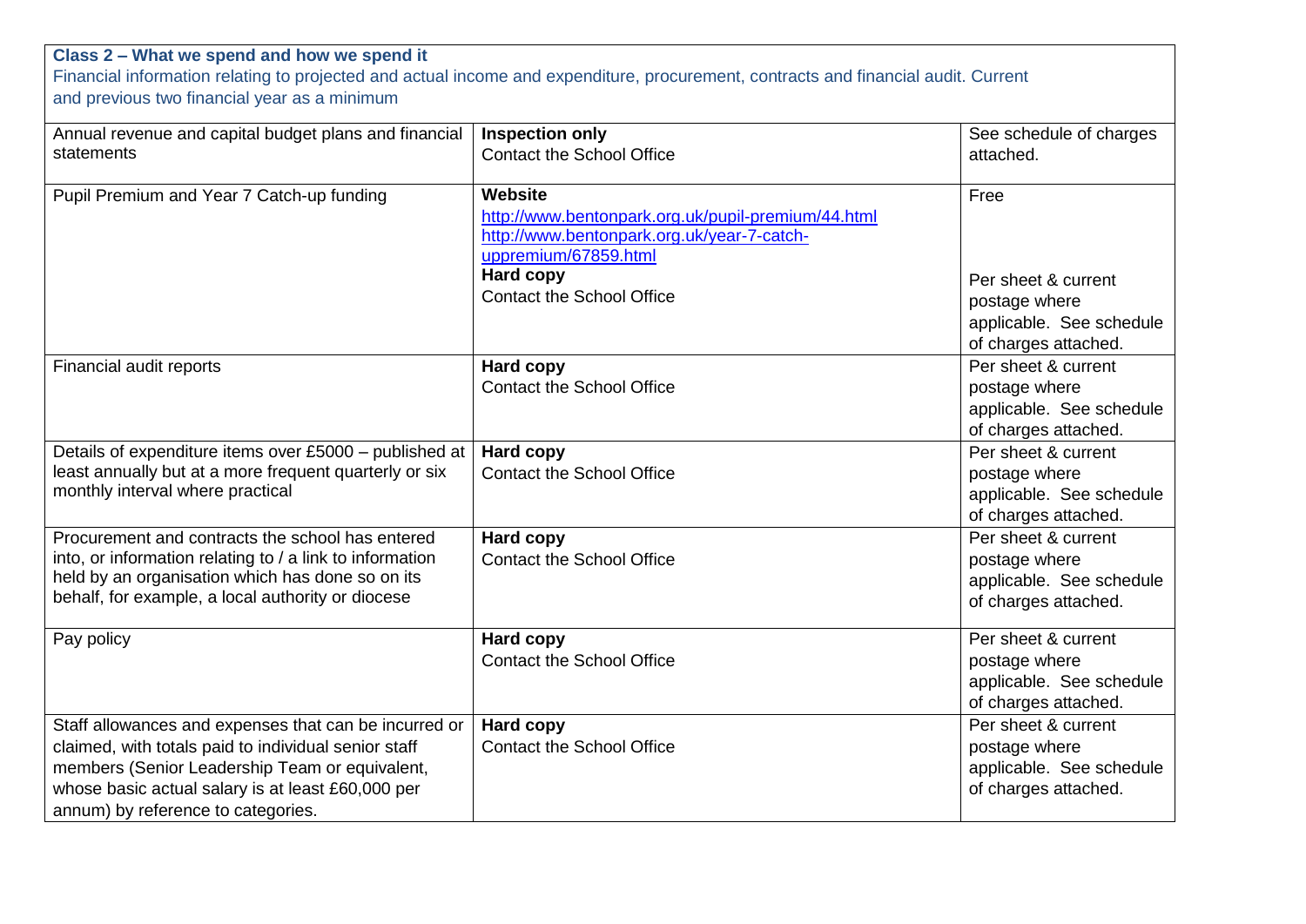**Class 2 – What we spend and how we spend it**

Financial information relating to projected and actual income and expenditure, procurement, contracts and financial audit. Current and previous two financial year as a minimum

| | | |
|---|---|---|
| Annual revenue and capital budget plans and financial statements | **Inspection only**<br>Contact the School Office | See schedule of charges attached. |
| Pupil Premium and Year 7 Catch-up funding | **Website**<br>http://www.bentonpark.org.uk/pupil-premium/44.html<br>http://www.bentonpark.org.uk/year-7-catch-uppremium/67859.html<br>**Hard copy**<br>Contact the School Office | Free<br><br>Per sheet & current postage where applicable. See schedule of charges attached. |
| Financial audit reports | **Hard copy**<br>Contact the School Office | Per sheet & current postage where applicable. See schedule of charges attached. |
| Details of expenditure items over £5000 – published at least annually but at a more frequent quarterly or six monthly interval where practical | **Hard copy**<br>Contact the School Office | Per sheet & current postage where applicable. See schedule of charges attached. |
| Procurement and contracts the school has entered into, or information relating to / a link to information held by an organisation which has done so on its behalf, for example, a local authority or diocese | **Hard copy**<br>Contact the School Office | Per sheet & current postage where applicable. See schedule of charges attached. |
| Pay policy | **Hard copy**<br>Contact the School Office | Per sheet & current postage where applicable. See schedule of charges attached. |
| Staff allowances and expenses that can be incurred or claimed, with totals paid to individual senior staff members (Senior Leadership Team or equivalent, whose basic actual salary is at least £60,000 per annum) by reference to categories. | **Hard copy**<br>Contact the School Office | Per sheet & current postage where applicable. See schedule of charges attached. |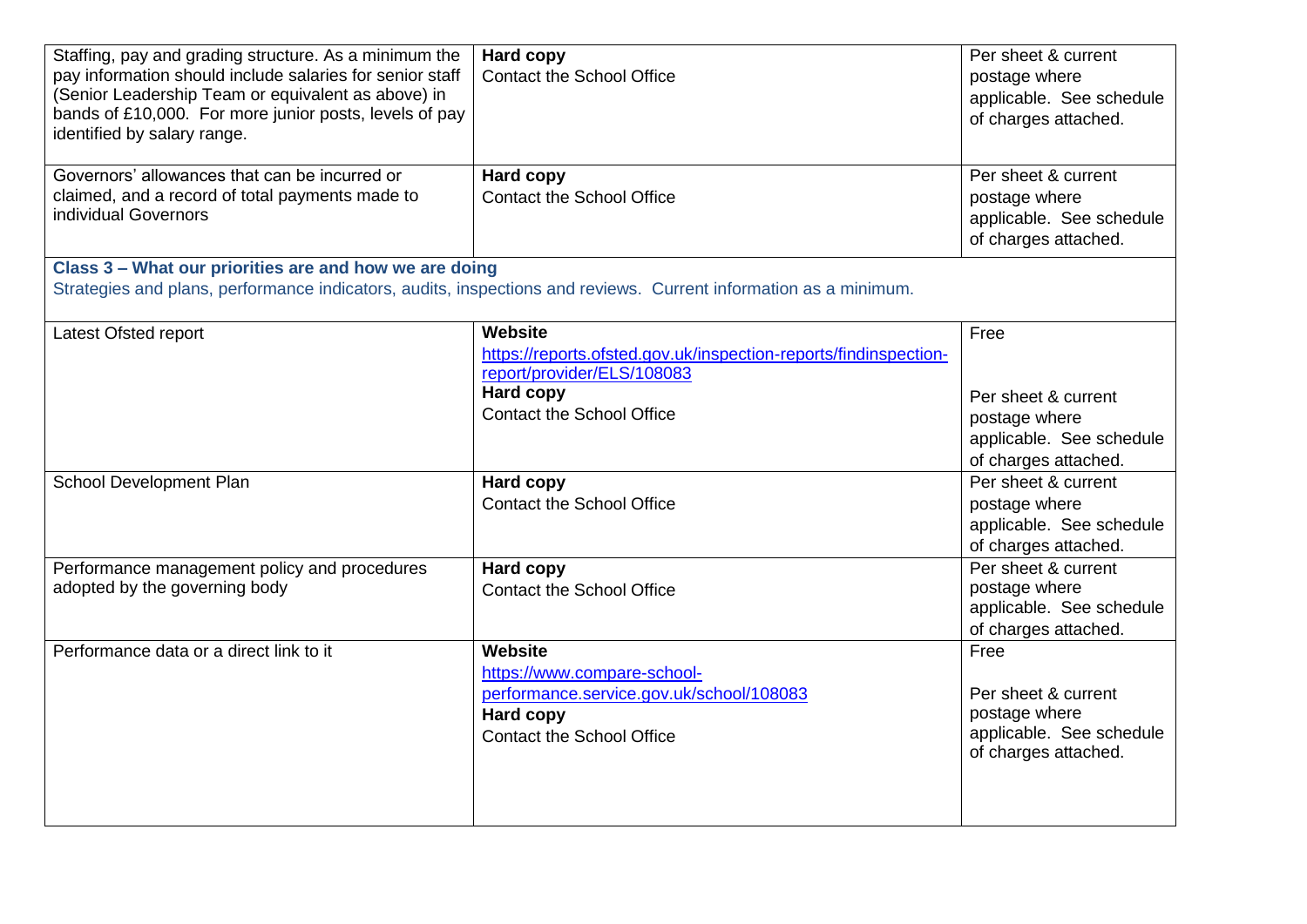| | | |
|---|---|---|
| Staffing, pay and grading structure. As a minimum the pay information should include salaries for senior staff (Senior Leadership Team or equivalent as above) in bands of £10,000. For more junior posts, levels of pay identified by salary range. | **Hard copy**<br>Contact the School Office | Per sheet & current postage where applicable. See schedule of charges attached. |
| Governors' allowances that can be incurred or claimed, and a record of total payments made to individual Governors | **Hard copy**<br>Contact the School Office | Per sheet & current postage where applicable. See schedule of charges attached. |
| **Class 3 – What our priorities are and how we are doing**<br>Strategies and plans, performance indicators, audits, inspections and reviews. Current information as a minimum. | | |
| Latest Ofsted report | **Website**<br>https://reports.ofsted.gov.uk/inspection-reports/findinspection-report/provider/ELS/108083<br>**Hard copy**<br>Contact the School Office | Free<br><br>Per sheet & current postage where applicable. See schedule of charges attached. |
| School Development Plan | **Hard copy**<br>Contact the School Office | Per sheet & current postage where applicable. See schedule of charges attached. |
| Performance management policy and procedures adopted by the governing body | **Hard copy**<br>Contact the School Office | Per sheet & current postage where applicable. See schedule of charges attached. |
| Performance data or a direct link to it | **Website**<br>https://www.compare-school-performance.service.gov.uk/school/108083<br>**Hard copy**<br>Contact the School Office | Free<br><br>Per sheet & current postage where applicable. See schedule of charges attached. |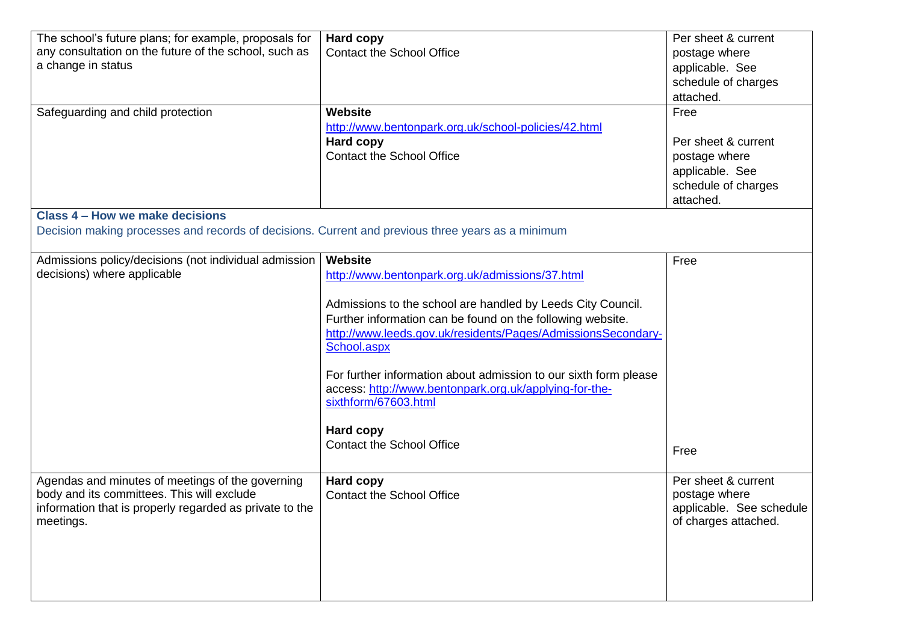| | | |
|---|---|---|
| The school's future plans; for example, proposals for any consultation on the future of the school, such as a change in status | **Hard copy**<br>Contact the School Office | Per sheet & current postage where applicable. See schedule of charges attached. |
| Safeguarding and child protection | **Website**<br>http://www.bentonpark.org.uk/school-policies/42.html<br>**Hard copy**<br>Contact the School Office | Free<br><br>Per sheet & current postage where applicable. See schedule of charges attached. |
| **Class 4 – How we make decisions**<br>Decision making processes and records of decisions. Current and previous three years as a minimum | | |
| Admissions policy/decisions (not individual admission decisions) where applicable | **Website**<br>http://www.bentonpark.org.uk/admissions/37.html<br><br>Admissions to the school are handled by Leeds City Council. Further information can be found on the following website.<br>http://www.leeds.gov.uk/residents/Pages/AdmissionsSecondary-School.aspx<br><br>For further information about admission to our sixth form please access: http://www.bentonpark.org.uk/applying-for-the-sixthform/67603.html<br><br>**Hard copy**<br>Contact the School Office | Free<br><br><br><br><br><br><br><br>Free |
| Agendas and minutes of meetings of the governing body and its committees. This will exclude information that is properly regarded as private to the meetings. | **Hard copy**<br>Contact the School Office | Per sheet & current postage where applicable. See schedule of charges attached. |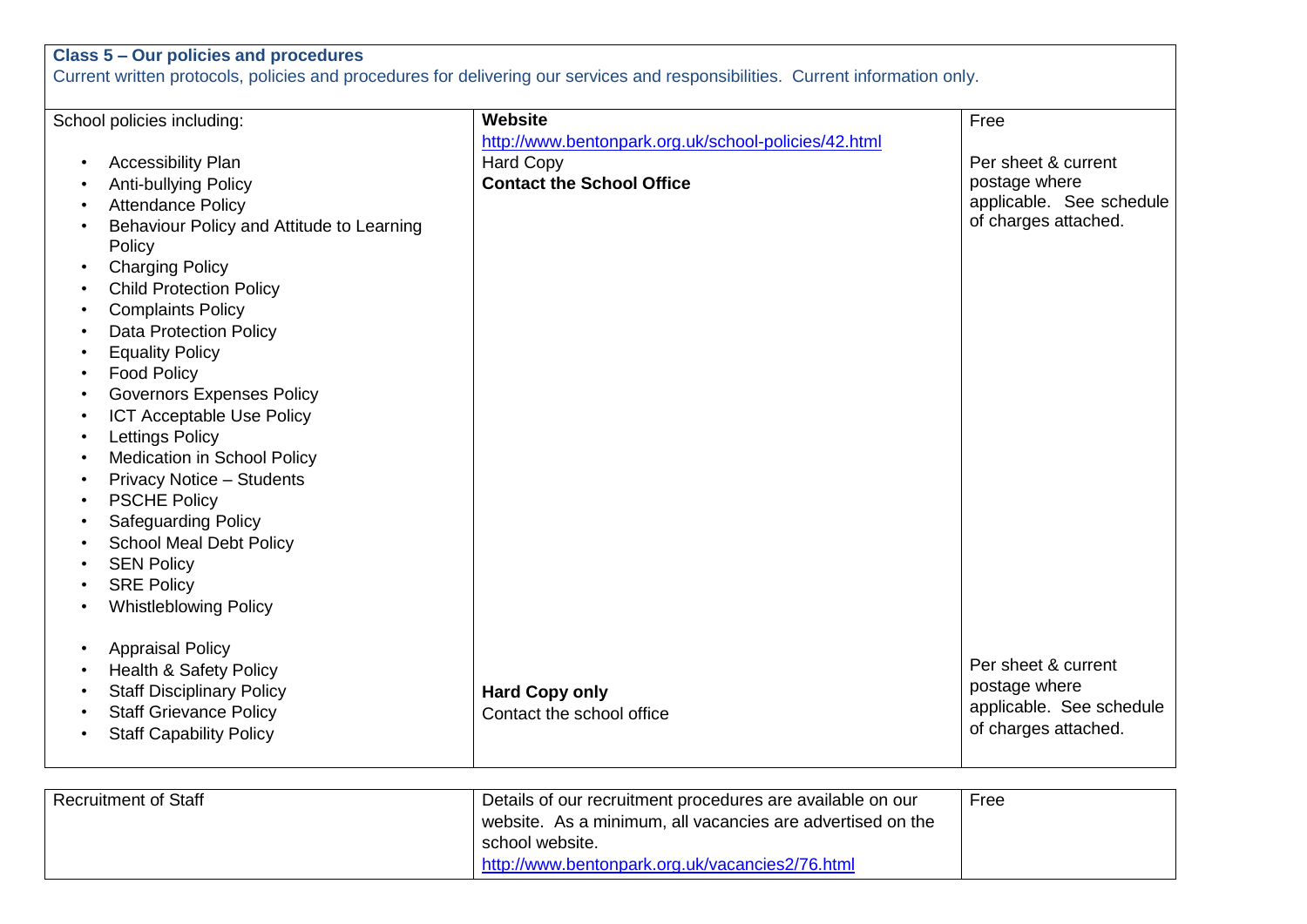**Class 5 – Our policies and procedures**

Current written protocols, policies and procedures for delivering our services and responsibilities. Current information only.

| | | |
|---|---|---|
| School policies including:<br><br>• Accessibility Plan<br>• Anti-bullying Policy<br>• Attendance Policy<br>• Behaviour Policy and Attitude to Learning Policy<br>• Charging Policy<br>• Child Protection Policy<br>• Complaints Policy<br>• Data Protection Policy<br>• Equality Policy<br>• Food Policy<br>• Governors Expenses Policy<br>• ICT Acceptable Use Policy<br>• Lettings Policy<br>• Medication in School Policy<br>• Privacy Notice – Students<br>• PSCHE Policy<br>• Safeguarding Policy<br>• School Meal Debt Policy<br>• SEN Policy<br>• SRE Policy<br>• Whistleblowing Policy | **Website**<br>http://www.bentonpark.org.uk/school-policies/42.html<br>Hard Copy<br>**Contact the School Office** | Free<br><br>Per sheet & current postage where applicable. See schedule of charges attached. |
| • Appraisal Policy<br>• Health & Safety Policy<br>• Staff Disciplinary Policy<br>• Staff Grievance Policy<br>• Staff Capability Policy | **Hard Copy only**<br>Contact the school office | Per sheet & current postage where applicable. See schedule of charges attached. |

| | | |
|---|---|---|
| Recruitment of Staff | Details of our recruitment procedures are available on our website. As a minimum, all vacancies are advertised on the school website.<br>http://www.bentonpark.org.uk/vacancies2/76.html | Free |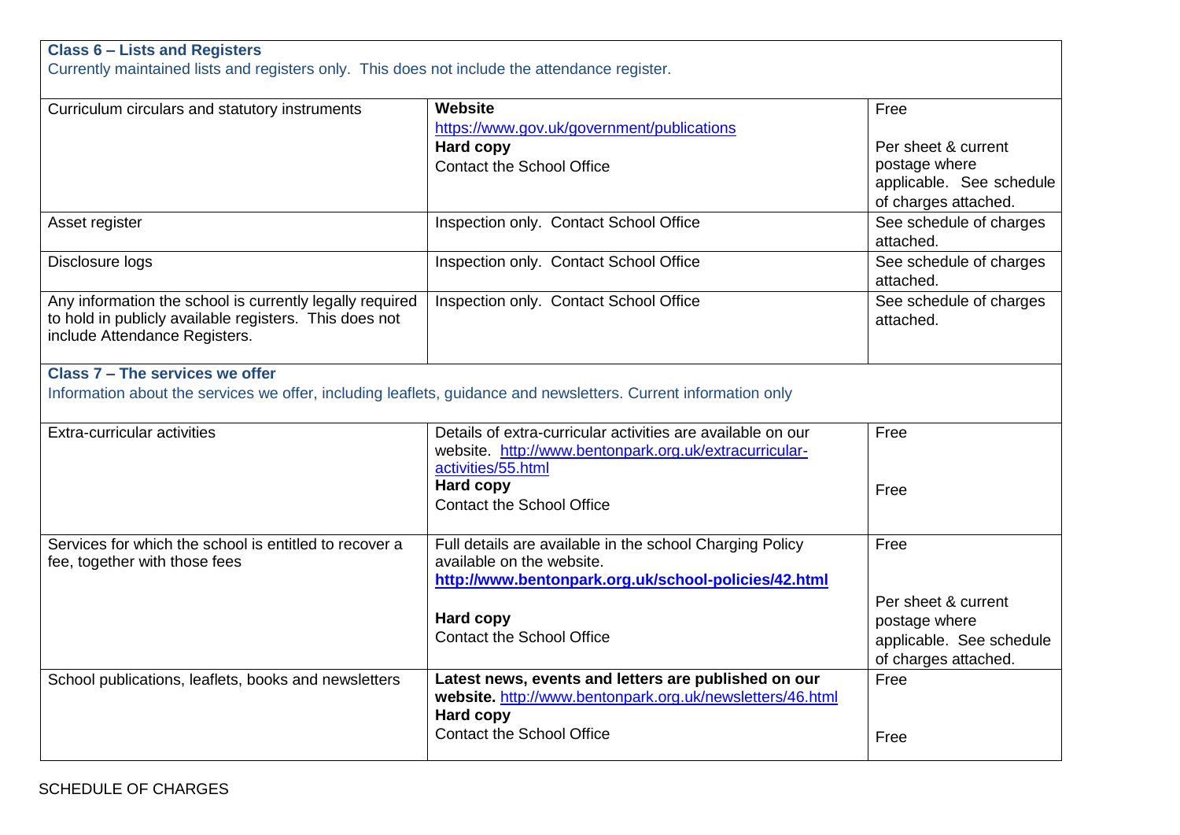| | | |
|---|---|---|
| **Class 6 – Lists and Registers**<br>Currently maintained lists and registers only. This does not include the attendance register. | | |
| Curriculum circulars and statutory instruments | **Website**<br>https://www.gov.uk/government/publications<br>**Hard copy**<br>Contact the School Office | Free<br><br>Per sheet & current postage where applicable. See schedule of charges attached. |
| Asset register | Inspection only. Contact School Office | See schedule of charges attached. |
| Disclosure logs | Inspection only. Contact School Office | See schedule of charges attached. |
| Any information the school is currently legally required to hold in publicly available registers. This does not include Attendance Registers. | Inspection only. Contact School Office | See schedule of charges attached. |
| **Class 7 – The services we offer**<br>Information about the services we offer, including leaflets, guidance and newsletters. Current information only | | |
| Extra-curricular activities | Details of extra-curricular activities are available on our website. http://www.bentonpark.org.uk/extracurricular-activities/55.html<br>**Hard copy**<br>Contact the School Office | Free<br><br>Free |
| Services for which the school is entitled to recover a fee, together with those fees | Full details are available in the school Charging Policy available on the website.<br>**http://www.bentonpark.org.uk/school-policies/42.html**<br><br>**Hard copy**<br>Contact the School Office | Free<br><br>Per sheet & current postage where applicable. See schedule of charges attached. |
| School publications, leaflets, books and newsletters | **Latest news, events and letters are published on our website.** http://www.bentonpark.org.uk/newsletters/46.html<br>**Hard copy**<br>Contact the School Office | Free<br><br>Free |

SCHEDULE OF CHARGES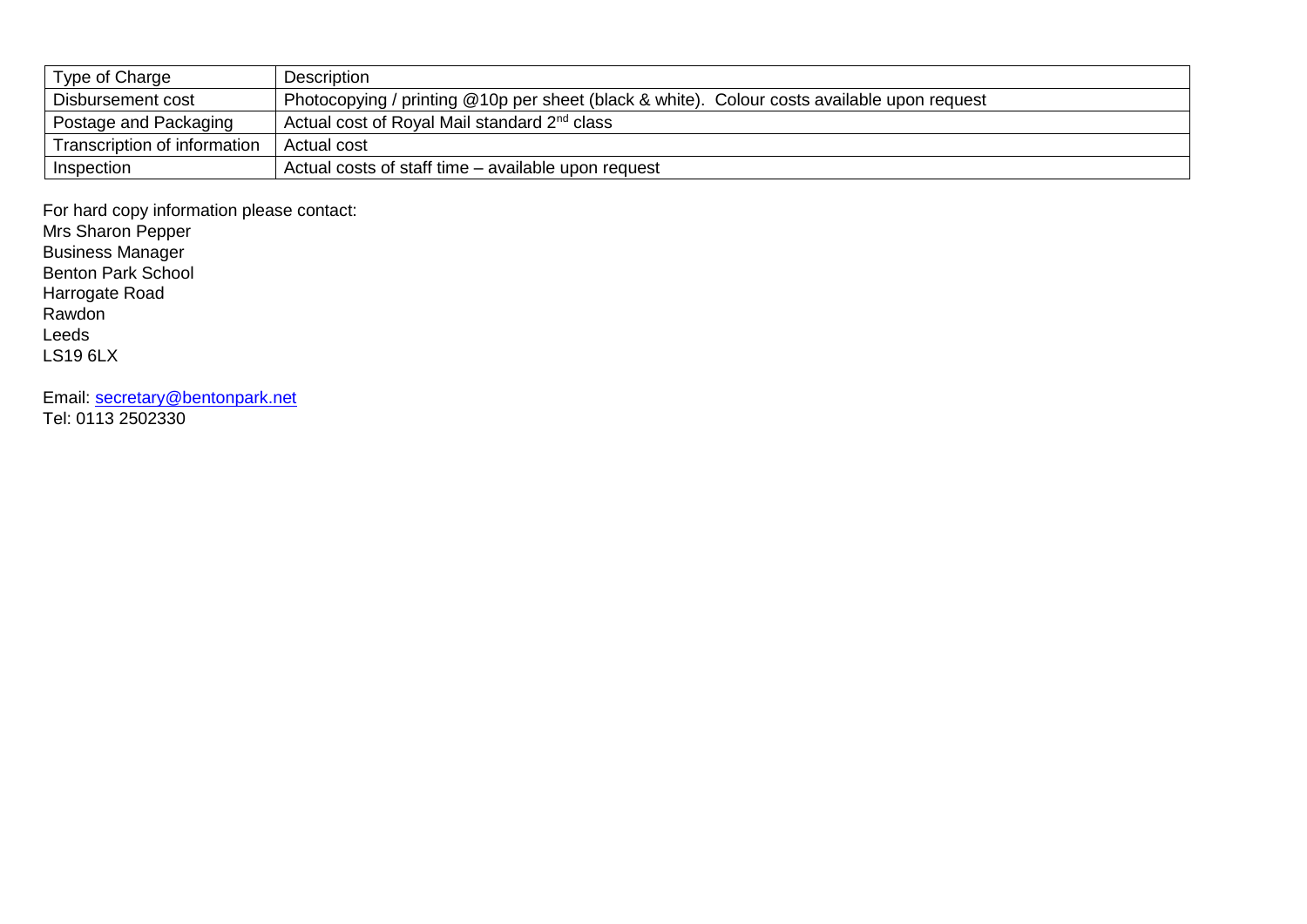| Type of Charge | Description |
|---|---|
| Disbursement cost | Photocopying / printing @10p per sheet (black & white). Colour costs available upon request |
| Postage and Packaging | Actual cost of Royal Mail standard 2nd class |
| Transcription of information | Actual cost |
| Inspection | Actual costs of staff time – available upon request |

For hard copy information please contact:
Mrs Sharon Pepper
Business Manager
Benton Park School
Harrogate Road
Rawdon
Leeds
LS19 6LX

Email: secretary@bentonpark.net
Tel: 0113 2502330